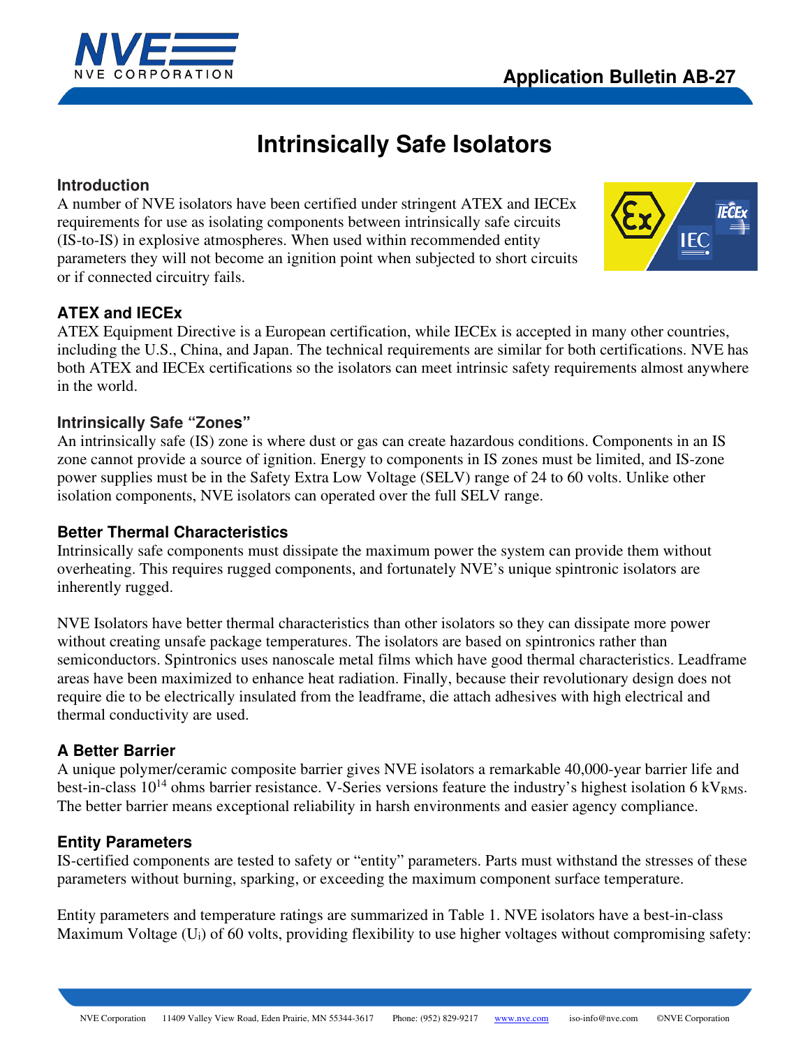Application Bulletin AB-27

# Intrinsically Safe Isolators

## Introduction

A number of NVE isolators have been certified under stringent ATEX and IECEx requirements for use as isolating components between intrinsically safe circuits (IS-to-IS) in explosive atmospheres. When used within recommended entity parameters they will not become an ignition point when subjected to short circuits or if connected circuitry fails.

## ATEX and IECEx

ATEX Equipment Directive is a European certification, while IECEx is accepted in many other countries, including the U.S., China, and Japan. The technical requirements are similar for both certifications. NVE has both ATEX and IECEx certifications so the isolators can meet intrinsic safety requirements almost anywhere in the world.

## Intrinsically Safe "Zones"

An intrinsically safe (IS) zone is where dust or gas can create hazardous conditions. Components in an IS zone cannot provide a source of ignition. Energy to components in IS zones must be limited, and IS-zone power supplies must be in the Safety Extra Low Voltage (SELV) range of 24 to 60 volts. Unlike other isolation components, NVE isolators can operated over the full SELV range.

## Better Thermal Characteristics

Intrinsically safe components must dissipate the maximum power the system can provide them without overheating. This requires rugged components, and fortunately NVE's unique spintronic isolators are inherently rugged.

NVE Isolators have better thermal characteristics than other isolators so they can dissipate more power without creating unsafe package temperatures. The isolators are based on spintronics rather than semiconductors. Spintronics uses nanoscale metal films which have good thermal characteristics. Leadframe areas have been maximized to enhance heat radiation. Finally, because their revolutionary design does not require die to be electrically insulated from the leadframe, die attach adhesives with high electrical and thermal conductivity are used.

## A Better Barrier

A unique polymer/ceramic composite barrier gives NVE isolators a remarkable 40,000-year barrier life and best-in-class $10^{14}$ ohms barrier resistance. V-Series versions feature the industry's highest isolation 6 $kV_{RMS}$. The better barrier means exceptional reliability in harsh environments and easier agency compliance.

## Entity Parameters

IS-certified components are tested to safety or "entity" parameters. Parts must withstand the stresses of these parameters without burning, sparking, or exceeding the maximum component surface temperature.

Entity parameters and temperature ratings are summarized in Table 1. NVE isolators have a best-in-class Maximum Voltage ($U_i$) of 60 volts, providing flexibility to use higher voltages without compromising safety: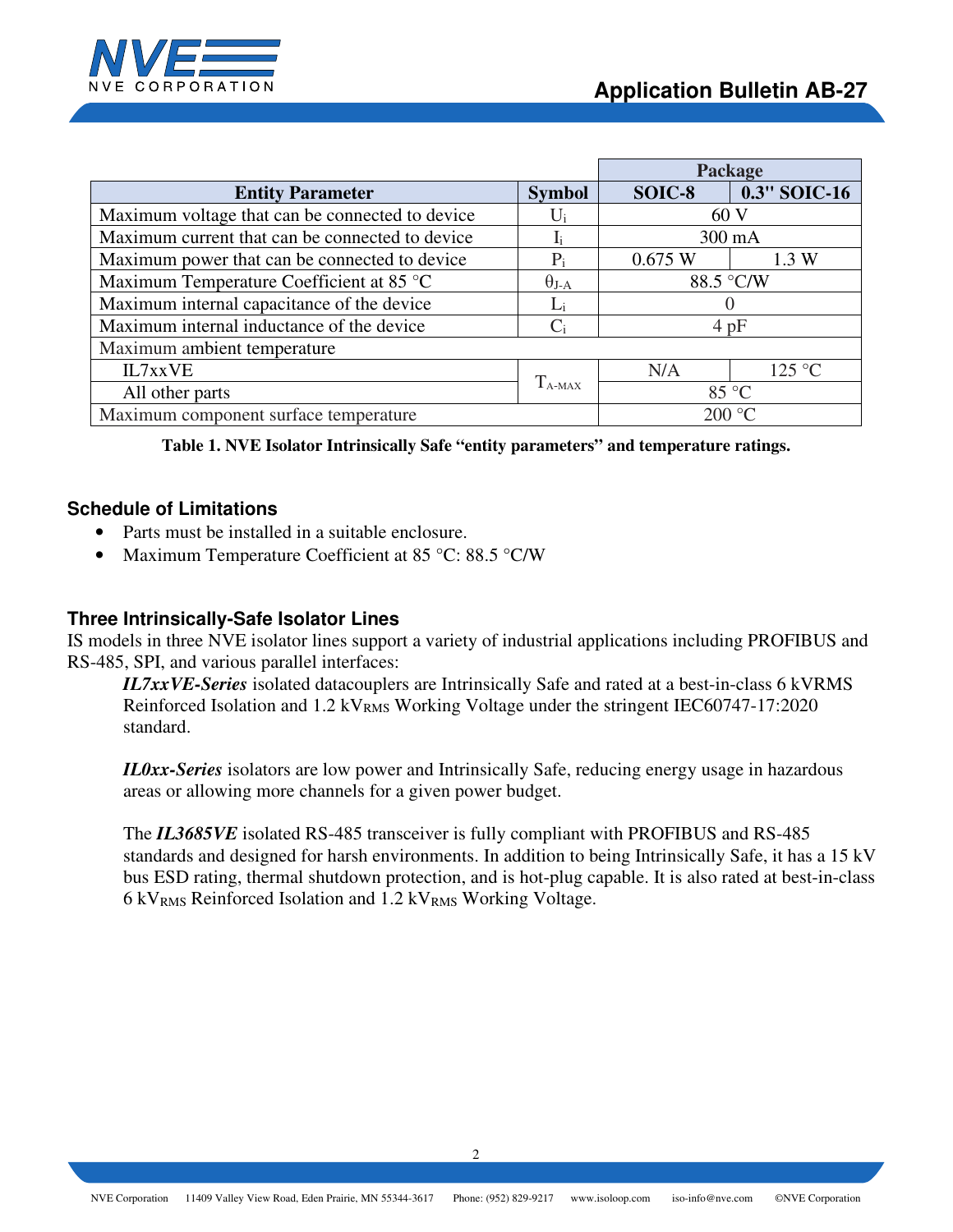| Entity Parameter | Symbol | Package | |
|---|---|---|---|
| | | SOIC-8 | 0.3" SOIC-16 |
| Maximum voltage that can be connected to device | $U_i$ | 60 V | |
| Maximum current that can be connected to device | $I_i$ | 300 mA | |
| Maximum power that can be connected to device | $P_i$ | 0.675 W | 1.3 W |
| Maximum Temperature Coefficient at 85 °C | $\theta_{J-A}$ | 88.5 °C/W | |
| Maximum internal capacitance of the device | $L_i$ | 0 | |
| Maximum internal inductance of the device | $C_i$ | 4 pF | |
| Maximum ambient temperature | | | |
| IL7xxVE | $T_{A-MAX}$ | N/A | 125 °C |
| All other parts | | 85 °C | |
| Maximum component surface temperature | | 200 °C | |

**Table 1. NVE Isolator Intrinsically Safe "entity parameters" and temperature ratings.**

### Schedule of Limitations

- Parts must be installed in a suitable enclosure.
- Maximum Temperature Coefficient at 85 °C: 88.5 °C/W

### Three Intrinsically-Safe Isolator Lines

IS models in three NVE isolator lines support a variety of industrial applications including PROFIBUS and RS-485, SPI, and various parallel interfaces:

***IL7xxVE-Series*** isolated datacouplers are Intrinsically Safe and rated at a best-in-class 6 kVRMS Reinforced Isolation and 1.2 $kV_{RMS}$ Working Voltage under the stringent IEC60747-17:2020 standard.

***IL0xx-Series*** isolators are low power and Intrinsically Safe, reducing energy usage in hazardous areas or allowing more channels for a given power budget.

The ***IL3685VE*** isolated RS-485 transceiver is fully compliant with PROFIBUS and RS-485 standards and designed for harsh environments. In addition to being Intrinsically Safe, it has a 15 kV bus ESD rating, thermal shutdown protection, and is hot-plug capable. It is also rated at best-in-class 6 $kV_{RMS}$ Reinforced Isolation and 1.2 $kV_{RMS}$ Working Voltage.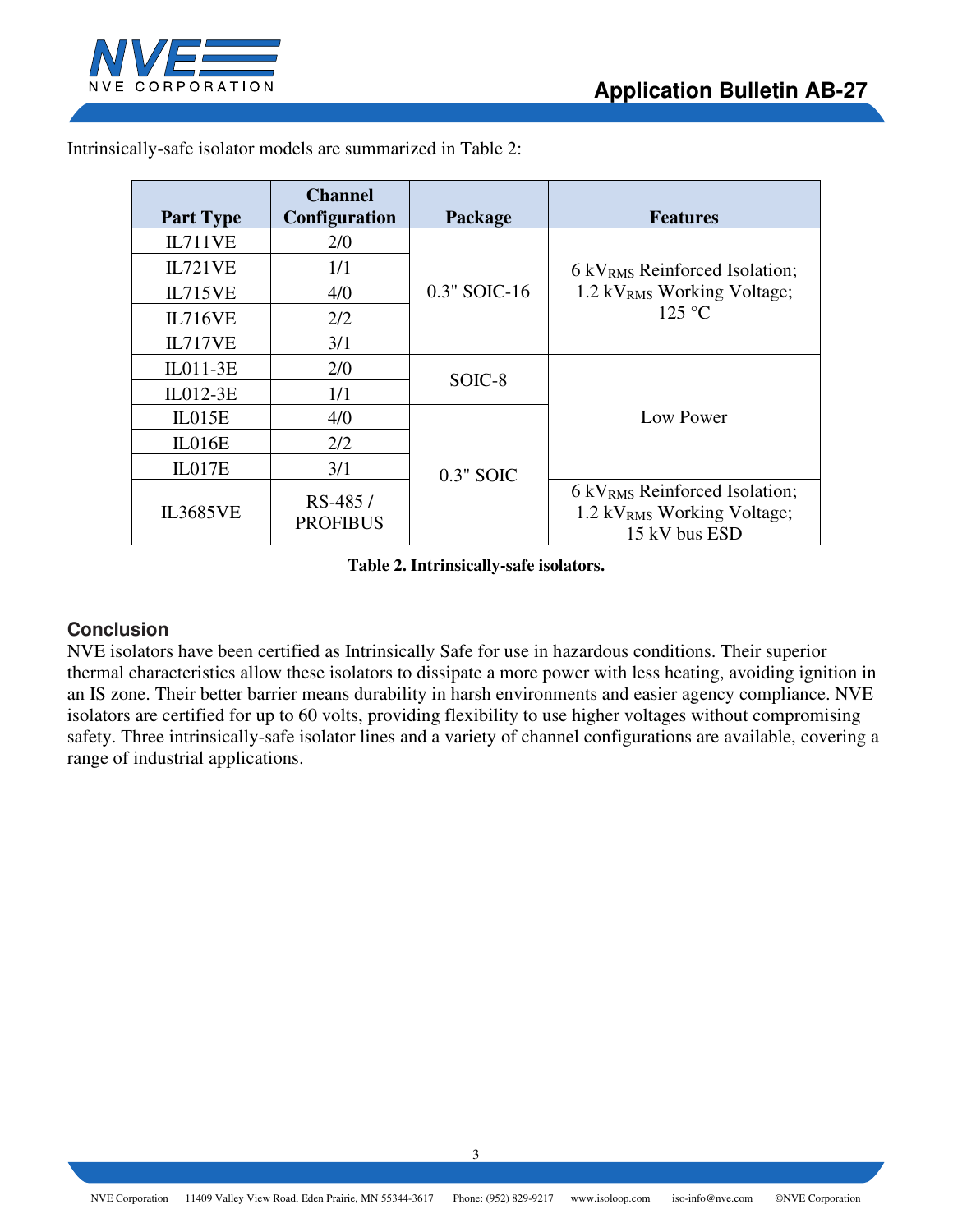Intrinsically-safe isolator models are summarized in Table 2:

| Part Type | Channel Configuration | Package | Features |
|---|---|---|---|
| IL711VE | 2/0 | 0.3" SOIC-16 | 6 $kV_{RMS}$ Reinforced Isolation; 1.2 $kV_{RMS}$ Working Voltage; 125 °C |
| IL721VE | 1/1 | | |
| IL715VE | 4/0 | | |
| IL716VE | 2/2 | | |
| IL717VE | 3/1 | | |
| IL011-3E | 2/0 | SOIC-8 | Low Power |
| IL012-3E | 1/1 | | |
| IL015E | 4/0 | 0.3" SOIC | |
| IL016E | 2/2 | | |
| IL017E | 3/1 | | |
| IL3685VE | RS-485 / PROFIBUS | | 6 $kV_{RMS}$ Reinforced Isolation; 1.2 $kV_{RMS}$ Working Voltage; 15 kV bus ESD |

**Table 2. Intrinsically-safe isolators.**

## Conclusion

NVE isolators have been certified as Intrinsically Safe for use in hazardous conditions. Their superior thermal characteristics allow these isolators to dissipate a more power with less heating, avoiding ignition in an IS zone. Their better barrier means durability in harsh environments and easier agency compliance. NVE isolators are certified for up to 60 volts, providing flexibility to use higher voltages without compromising safety. Three intrinsically-safe isolator lines and a variety of channel configurations are available, covering a range of industrial applications.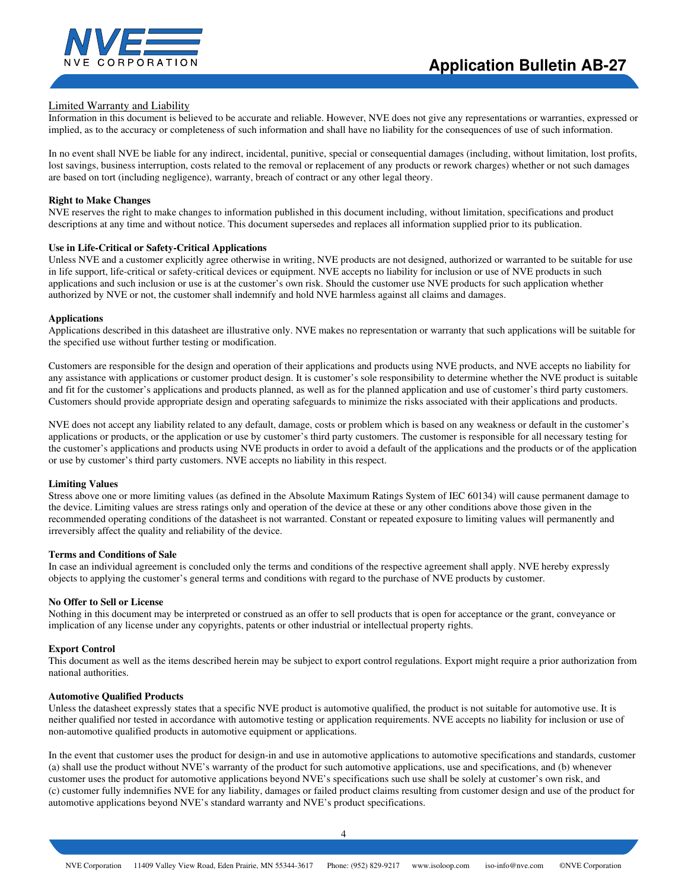## Limited Warranty and Liability

Information in this document is believed to be accurate and reliable. However, NVE does not give any representations or warranties, expressed or implied, as to the accuracy or completeness of such information and shall have no liability for the consequences of use of such information.

In no event shall NVE be liable for any indirect, incidental, punitive, special or consequential damages (including, without limitation, lost profits, lost savings, business interruption, costs related to the removal or replacement of any products or rework charges) whether or not such damages are based on tort (including negligence), warranty, breach of contract or any other legal theory.

**Right to Make Changes**

NVE reserves the right to make changes to information published in this document including, without limitation, specifications and product descriptions at any time and without notice. This document supersedes and replaces all information supplied prior to its publication.

**Use in Life-Critical or Safety-Critical Applications**

Unless NVE and a customer explicitly agree otherwise in writing, NVE products are not designed, authorized or warranted to be suitable for use in life support, life-critical or safety-critical devices or equipment. NVE accepts no liability for inclusion or use of NVE products in such applications and such inclusion or use is at the customer's own risk. Should the customer use NVE products for such application whether authorized by NVE or not, the customer shall indemnify and hold NVE harmless against all claims and damages.

**Applications**

Applications described in this datasheet are illustrative only. NVE makes no representation or warranty that such applications will be suitable for the specified use without further testing or modification.

Customers are responsible for the design and operation of their applications and products using NVE products, and NVE accepts no liability for any assistance with applications or customer product design. It is customer's sole responsibility to determine whether the NVE product is suitable and fit for the customer's applications and products planned, as well as for the planned application and use of customer's third party customers. Customers should provide appropriate design and operating safeguards to minimize the risks associated with their applications and products.

NVE does not accept any liability related to any default, damage, costs or problem which is based on any weakness or default in the customer's applications or products, or the application or use by customer's third party customers. The customer is responsible for all necessary testing for the customer's applications and products using NVE products in order to avoid a default of the applications and the products or of the application or use by customer's third party customers. NVE accepts no liability in this respect.

**Limiting Values**

Stress above one or more limiting values (as defined in the Absolute Maximum Ratings System of IEC 60134) will cause permanent damage to the device. Limiting values are stress ratings only and operation of the device at these or any other conditions above those given in the recommended operating conditions of the datasheet is not warranted. Constant or repeated exposure to limiting values will permanently and irreversibly affect the quality and reliability of the device.

**Terms and Conditions of Sale**

In case an individual agreement is concluded only the terms and conditions of the respective agreement shall apply. NVE hereby expressly objects to applying the customer's general terms and conditions with regard to the purchase of NVE products by customer.

**No Offer to Sell or License**

Nothing in this document may be interpreted or construed as an offer to sell products that is open for acceptance or the grant, conveyance or implication of any license under any copyrights, patents or other industrial or intellectual property rights.

**Export Control**

This document as well as the items described herein may be subject to export control regulations. Export might require a prior authorization from national authorities.

**Automotive Qualified Products**

Unless the datasheet expressly states that a specific NVE product is automotive qualified, the product is not suitable for automotive use. It is neither qualified nor tested in accordance with automotive testing or application requirements. NVE accepts no liability for inclusion or use of non-automotive qualified products in automotive equipment or applications.

In the event that customer uses the product for design-in and use in automotive applications to automotive specifications and standards, customer (a) shall use the product without NVE's warranty of the product for such automotive applications, use and specifications, and (b) whenever customer uses the product for automotive applications beyond NVE's specifications such use shall be solely at customer's own risk, and (c) customer fully indemnifies NVE for any liability, damages or failed product claims resulting from customer design and use of the product for automotive applications beyond NVE's standard warranty and NVE's product specifications.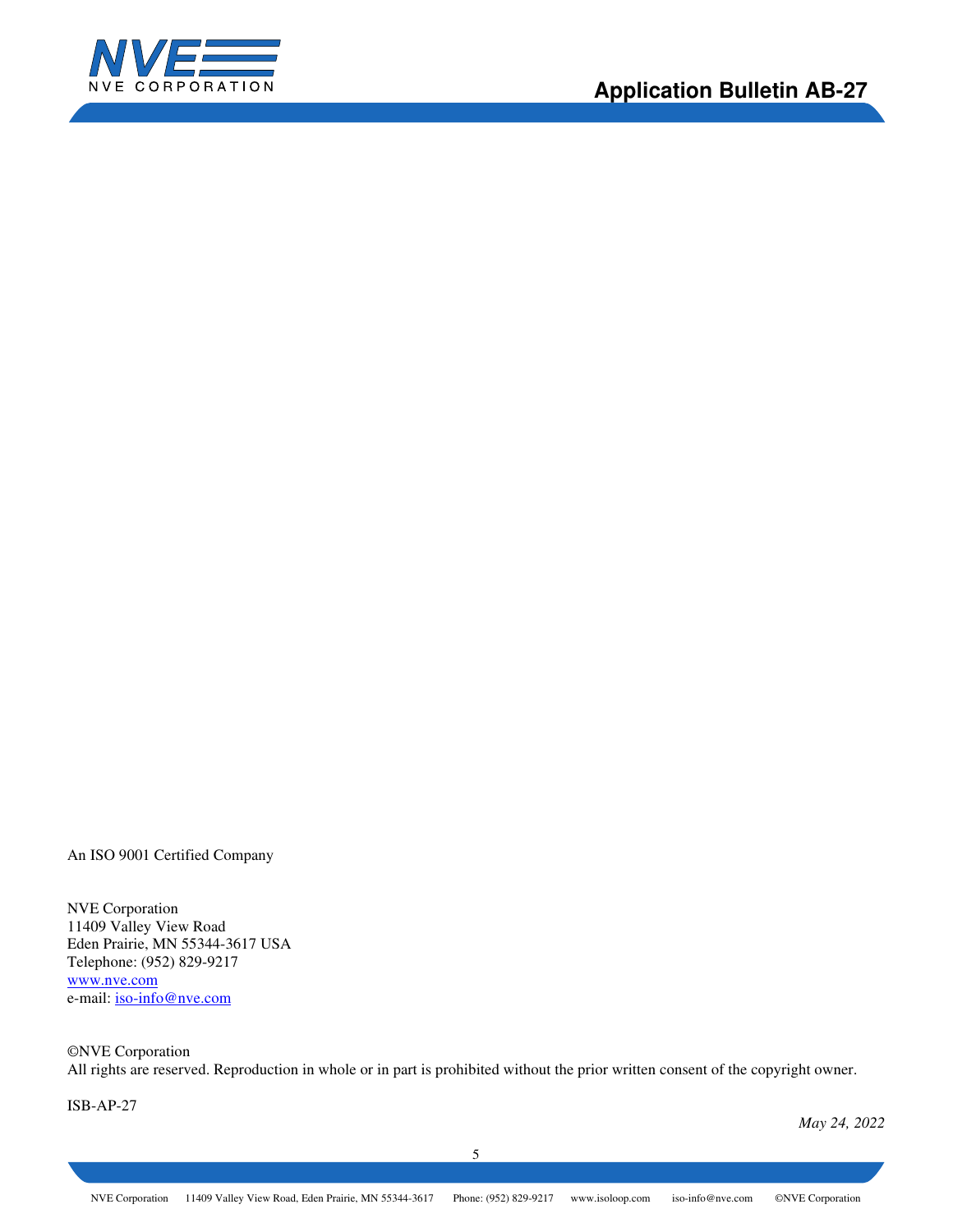An ISO 9001 Certified Company

NVE Corporation
11409 Valley View Road
Eden Prairie, MN 55344-3617 USA
Telephone: (952) 829-9217
www.nve.com
e-mail: iso-info@nve.com

©NVE Corporation
All rights are reserved. Reproduction in whole or in part is prohibited without the prior written consent of the copyright owner.

ISB-AP-27

*May 24, 2022*